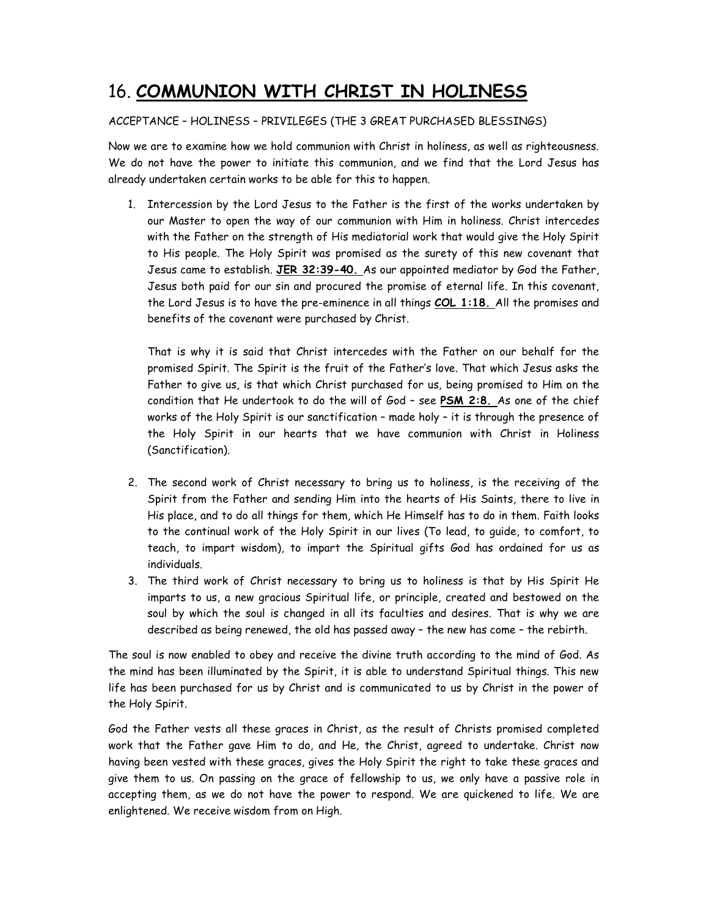# 16. **COMMUNION WITH CHRIST IN HOLINESS**

ACCEPTANCE – HOLINESS – PRIVILEGES (THE 3 GREAT PURCHASED BLESSINGS)

Now we are to examine how we hold communion with Christ in holiness, as well as righteousness. We do not have the power to initiate this communion, and we find that the Lord Jesus has already undertaken certain works to be able for this to happen.

1. Intercession by the Lord Jesus to the Father is the first of the works undertaken by our Master to open the way of our communion with Him in holiness. Christ intercedes with the Father on the strength of His mediatorial work that would give the Holy Spirit to His people. The Holy Spirit was promised as the surety of this new covenant that Jesus came to establish. **JER 32:39-40.** As our appointed mediator by God the Father, Jesus both paid for our sin and procured the promise of eternal life. In this covenant, the Lord Jesus is to have the pre-eminence in all things **COL 1:18.** All the promises and benefits of the covenant were purchased by Christ.

   That is why it is said that Christ intercedes with the Father on our behalf for the promised Spirit. The Spirit is the fruit of the Father's love. That which Jesus asks the Father to give us, is that which Christ purchased for us, being promised to Him on the condition that He undertook to do the will of God – see **PSM 2:8.** As one of the chief works of the Holy Spirit is our sanctification – made holy – it is through the presence of the Holy Spirit in our hearts that we have communion with Christ in Holiness (Sanctification).

2. The second work of Christ necessary to bring us to holiness, is the receiving of the Spirit from the Father and sending Him into the hearts of His Saints, there to live in His place, and to do all things for them, which He Himself has to do in them. Faith looks to the continual work of the Holy Spirit in our lives (To lead, to guide, to comfort, to teach, to impart wisdom), to impart the Spiritual gifts God has ordained for us as individuals.
3. The third work of Christ necessary to bring us to holiness is that by His Spirit He imparts to us, a new gracious Spiritual life, or principle, created and bestowed on the soul by which the soul is changed in all its faculties and desires. That is why we are described as being renewed, the old has passed away – the new has come – the rebirth.

The soul is now enabled to obey and receive the divine truth according to the mind of God. As the mind has been illuminated by the Spirit, it is able to understand Spiritual things. This new life has been purchased for us by Christ and is communicated to us by Christ in the power of the Holy Spirit.

God the Father vests all these graces in Christ, as the result of Christs promised completed work that the Father gave Him to do, and He, the Christ, agreed to undertake. Christ now having been vested with these graces, gives the Holy Spirit the right to take these graces and give them to us. On passing on the grace of fellowship to us, we only have a passive role in accepting them, as we do not have the power to respond. We are quickened to life. We are enlightened. We receive wisdom from on High.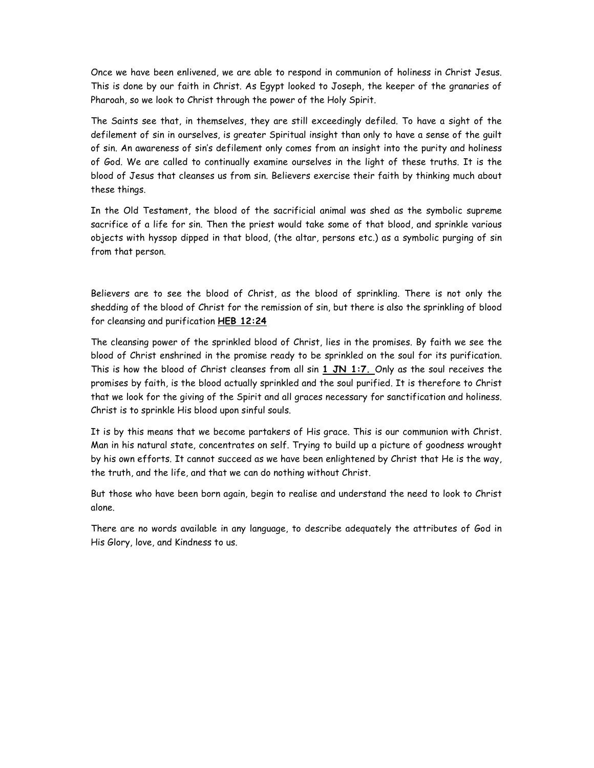Once we have been enlivened, we are able to respond in communion of holiness in Christ Jesus. This is done by our faith in Christ. As Egypt looked to Joseph, the keeper of the granaries of Pharoah, so we look to Christ through the power of the Holy Spirit.

The Saints see that, in themselves, they are still exceedingly defiled. To have a sight of the defilement of sin in ourselves, is greater Spiritual insight than only to have a sense of the guilt of sin. An awareness of sin's defilement only comes from an insight into the purity and holiness of God. We are called to continually examine ourselves in the light of these truths. It is the blood of Jesus that cleanses us from sin. Believers exercise their faith by thinking much about these things.

In the Old Testament, the blood of the sacrificial animal was shed as the symbolic supreme sacrifice of a life for sin. Then the priest would take some of that blood, and sprinkle various objects with hyssop dipped in that blood, (the altar, persons etc.) as a symbolic purging of sin from that person.

Believers are to see the blood of Christ, as the blood of sprinkling. There is not only the shedding of the blood of Christ for the remission of sin, but there is also the sprinkling of blood for cleansing and purification **HEB 12:24**

The cleansing power of the sprinkled blood of Christ, lies in the promises. By faith we see the blood of Christ enshrined in the promise ready to be sprinkled on the soul for its purification. This is how the blood of Christ cleanses from all sin **1 JN 1:7.** Only as the soul receives the promises by faith, is the blood actually sprinkled and the soul purified. It is therefore to Christ that we look for the giving of the Spirit and all graces necessary for sanctification and holiness. Christ is to sprinkle His blood upon sinful souls.

It is by this means that we become partakers of His grace. This is our communion with Christ. Man in his natural state, concentrates on self. Trying to build up a picture of goodness wrought by his own efforts. It cannot succeed as we have been enlightened by Christ that He is the way, the truth, and the life, and that we can do nothing without Christ.

But those who have been born again, begin to realise and understand the need to look to Christ alone.

There are no words available in any language, to describe adequately the attributes of God in His Glory, love, and Kindness to us.